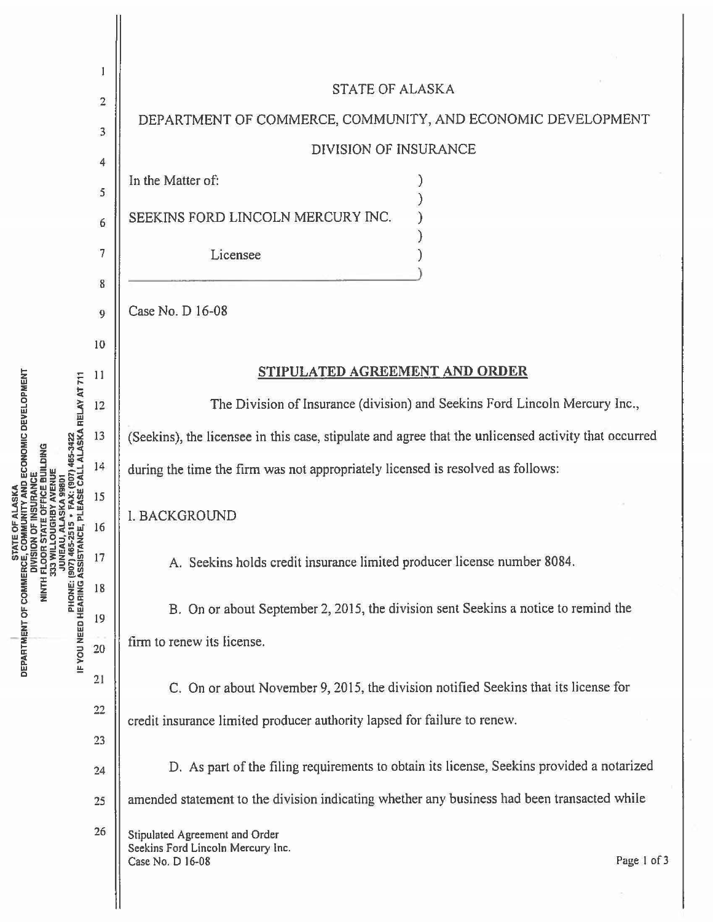# STATE OF ALASKA

## DEPARTMENT OF COMMERCE, COMMUNITY, AND ECONOMIC DEVELOPMENT

## DIVISION OF INSURANCE

In the Matter of:

SEEKINS FORD LINCOLN MERCURY INC.

Licensee

Case No. D 16-08

## STIPULATED AGREEMENT AND ORDER

The Division of Insurance (division) and Seekins Ford Lincoln Mercury Inc., (Seekins), the licensee in this case, stipulate and agree that the unlicensed activity that occurred during the time the firm was not appropriately licensed is resolved as follows:

### I. BACKGROUND

A. Seekins holds credit insurance limited producer license number 8084.

B. On or about September 2, 2015, the division sent Seekins a notice to remind the firm to renew its license.

C. On or about November 9, 2015, the division notified Seekins that its license for credit insurance limited producer authority lapsed for failure to renew.

D. As part of the filing requirements to obtain its license, Seekins provided a notarized amended statement to the division indicating whether any business had been transacted while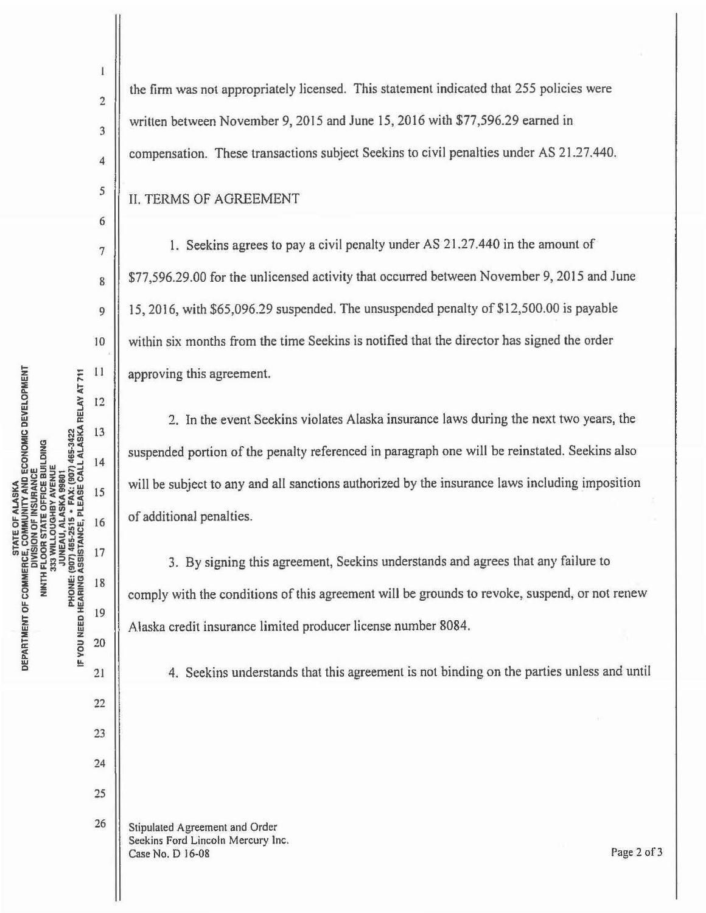the firm was not appropriately licensed. This statement indicated that 255 policies were written between November 9, 2015 and June 15, 2016 with $77,596.29 earned in compensation. These transactions subject Seekins to civil penalties under AS 21.27.440.

## II. TERMS OF AGREEMENT

1. Seekins agrees to pay a civil penalty under AS 21.27.440 in the amount of $77,596.29.00 for the unlicensed activity that occurred between November 9, 2015 and June 15, 2016, with $65,096.29 suspended. The unsuspended penalty of $12,500.00 is payable within six months from the time Seekins is notified that the director has signed the order approving this agreement.

2. In the event Seekins violates Alaska insurance laws during the next two years, the suspended portion of the penalty referenced in paragraph one will be reinstated. Seekins also will be subject to any and all sanctions authorized by the insurance laws including imposition of additional penalties.

3. By signing this agreement, Seekins understands and agrees that any failure to comply with the conditions of this agreement will be grounds to revoke, suspend, or not renew Alaska credit insurance limited producer license number 8084.

4. Seekins understands that this agreement is not binding on the parties unless and until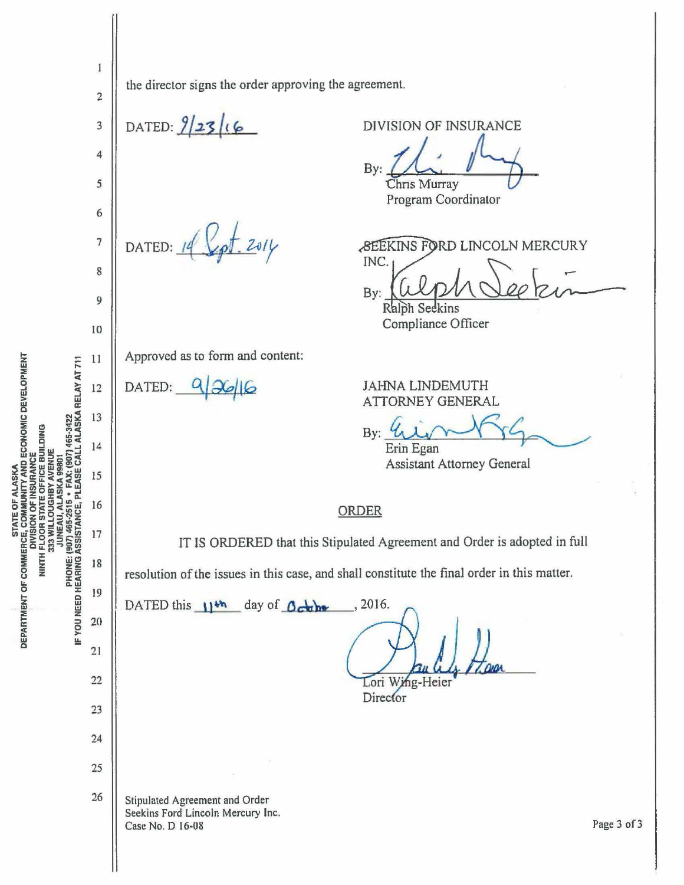the director signs the order approving the agreement.

DATED: 9/23/16

DIVISION OF INSURANCE

By: ______________________
Chris Murray
Program Coordinator

DATED: 14 Sept. 2016

SEEKINS FORD LINCOLN MERCURY INC.

By: ______________________
Ralph Seekins
Compliance Officer

Approved as to form and content:

DATED: 9/26/16

JAHNA LINDEMUTH
ATTORNEY GENERAL

By: ______________________
Erin Egan
Assistant Attorney General

## ORDER

IT IS ORDERED that this Stipulated Agreement and Order is adopted in full resolution of the issues in this case, and shall constitute the final order in this matter.

DATED this 11th day of October, 2016.

______________________
Lori Wing-Heier
Director

Stipulated Agreement and Order
Seekins Ford Lincoln Mercury Inc.
Case No. D 16-08

STATE OF ALASKA
DEPARTMENT OF COMMERCE, COMMUNITY AND ECONOMIC DEVELOPMENT
DIVISION OF INSURANCE
NINTH FLOOR STATE OFFICE BUILDING
333 WILLOUGHBY AVENUE
JUNEAU, ALASKA 99801
PHONE: (907) 465-2515 • FAX: (907) 465-3422
IF YOU NEED HEARING ASSISTANCE, PLEASE CALL ALASKA RELAY AT 711